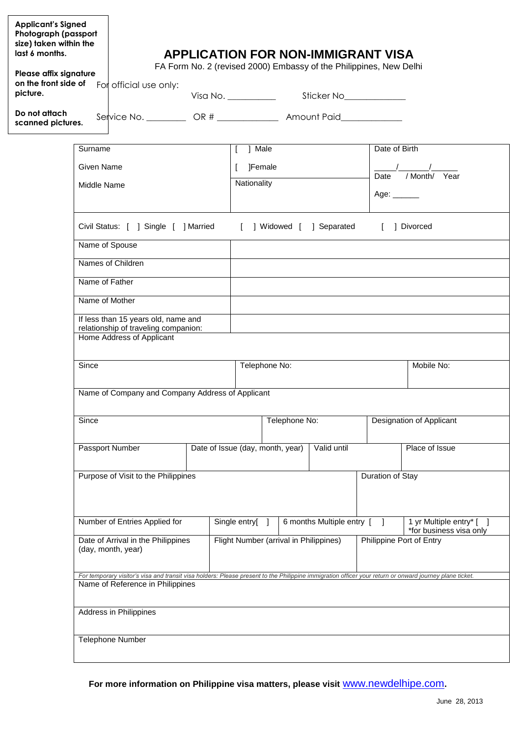**Applicant's Signed Photograph (passport size) taken within the last 6 months.**

**Please affix signature on the front side of picture.**

**Do not attach scanned pictures.**

# APPLICATION FOR NON-IMMIGRANT VISA

FA Form No. 2 (revised 2000) Embassy of the Philippines, New Delhi

For official use only:

Visa No. __________ Sticker No____________

Service No. ________ OR # ____________ Amount Paid____________

| Surname<br><br>Given Name<br><br>Middle Name | [ ] Male<br><br>[ ]Female | Date of Birth<br><br>_____/______/______<br>Date / Month/ Year |
|---|---|---|
| | Nationality | Age: ______ |

Civil Status: [ ] Single [ ] Married [ ] Widowed [ ] Separated [ ] Divorced

| | |
|---|---|
| Name of Spouse | |
| Names of Children | |
| Name of Father | |
| Name of Mother | |
| If less than 15 years old, name and relationship of traveling companion: | |

Home Address of Applicant

| Since | Telephone No: | Mobile No: |
|---|---|---|
| | | |

Name of Company and Company Address of Applicant

| Since | Telephone No: | Designation of Applicant |
|---|---|---|
| | | |

| Passport Number | Date of Issue (day, month, year) | Valid until | Place of Issue |
|---|---|---|---|
| | | | |

| Purpose of Visit to the Philippines | Duration of Stay |
|---|---|
| | |

| Number of Entries Applied for | Single entry[ ] | 6 months Multiple entry [ ] | 1 yr Multiple entry* [ ]<br>*for business visa only |
|---|---|---|---|
| Date of Arrival in the Philippines (day, month, year) | Flight Number (arrival in Philippines) | | Philippine Port of Entry |

*For temporary visitor's visa and transit visa holders: Please present to the Philippine immigration officer your return or onward journey plane ticket.*

Name of Reference in Philippines

Address in Philippines

Telephone Number

**For more information on Philippine visa matters, please visit www.newdelhipe.com.**

June 28, 2013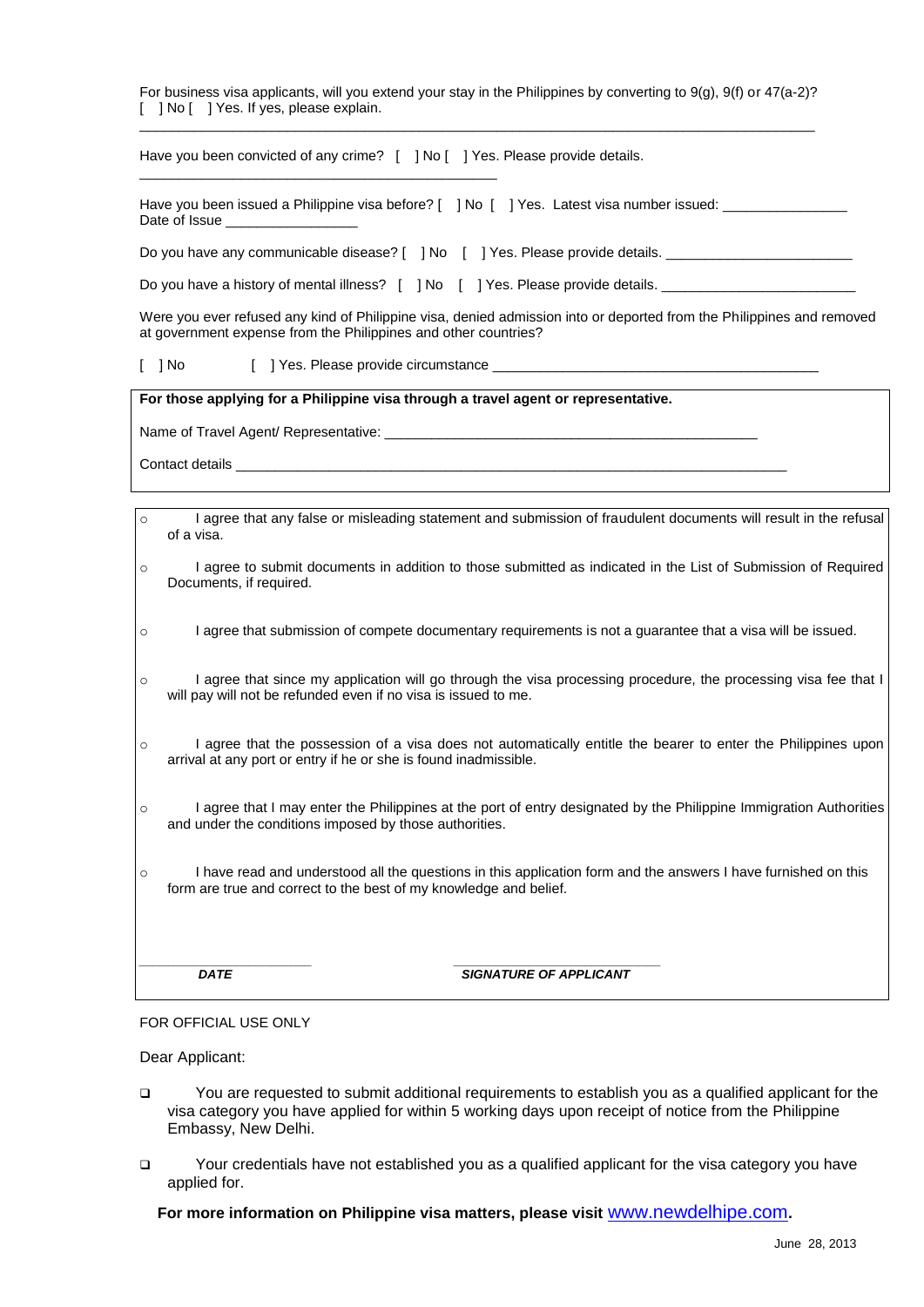For business visa applicants, will you extend your stay in the Philippines by converting to 9(g), 9(f) or 47(a-2)?
[ ] No [ ] Yes. If yes, please explain.

______________________________________________________________________________________

Have you been convicted of any crime? [ ] No [ ] Yes. Please provide details.

______________________________________________

Have you been issued a Philippine visa before? [ ] No [ ] Yes. Latest visa number issued: ________________
Date of Issue _________________

Do you have any communicable disease? [ ] No [ ] Yes. Please provide details. ________________________

Do you have a history of mental illness? [ ] No [ ] Yes. Please provide details. _________________________

Were you ever refused any kind of Philippine visa, denied admission into or deported from the Philippines and removed at government expense from the Philippines and other countries?

[ ] No [ ] Yes. Please provide circumstance __________________________________________

**For those applying for a Philippine visa through a travel agent or representative.**

Name of Travel Agent/ Representative: ________________________________________________

Contact details ________________________________________________________________________

- I agree that any false or misleading statement and submission of fraudulent documents will result in the refusal of a visa.
- I agree to submit documents in addition to those submitted as indicated in the List of Submission of Required Documents, if required.
- I agree that submission of compete documentary requirements is not a guarantee that a visa will be issued.
- I agree that since my application will go through the visa processing procedure, the processing visa fee that I will pay will not be refunded even if no visa is issued to me.
- I agree that the possession of a visa does not automatically entitle the bearer to enter the Philippines upon arrival at any port or entry if he or she is found inadmissible.
- I agree that I may enter the Philippines at the port of entry designated by the Philippine Immigration Authorities and under the conditions imposed by those authorities.
- I have read and understood all the questions in this application form and the answers I have furnished on this form are true and correct to the best of my knowledge and belief.

________________________ ____________________________
***DATE*** ***SIGNATURE OF APPLICANT***

FOR OFFICIAL USE ONLY

Dear Applicant:

- [ ] You are requested to submit additional requirements to establish you as a qualified applicant for the visa category you have applied for within 5 working days upon receipt of notice from the Philippine Embassy, New Delhi.
- [ ] Your credentials have not established you as a qualified applicant for the visa category you have applied for.

**For more information on Philippine visa matters, please visit www.newdelhipe.com.**

June 28, 2013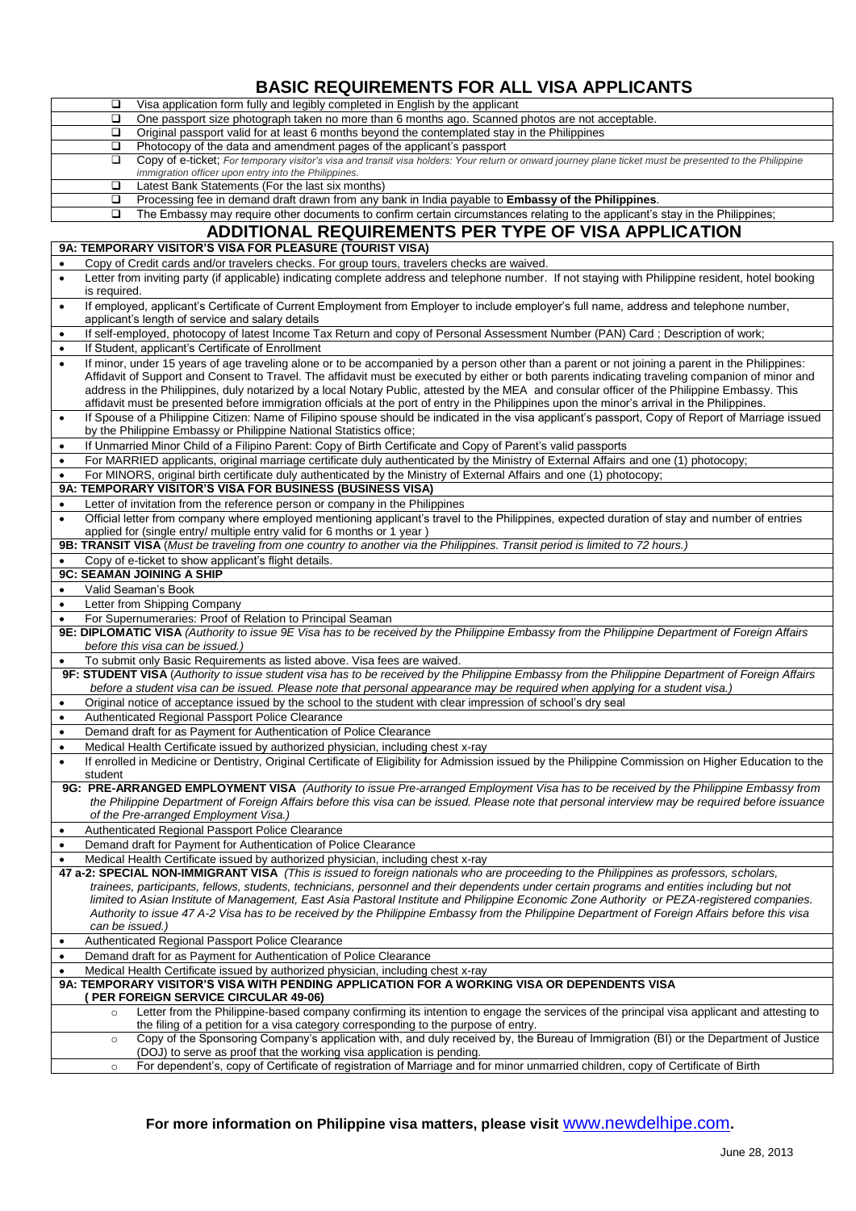# BASIC REQUIREMENTS FOR ALL VISA APPLICANTS

- ☐ Visa application form fully and legibly completed in English by the applicant
- ☐ One passport size photograph taken no more than 6 months ago. Scanned photos are not acceptable.
- ☐ Original passport valid for at least 6 months beyond the contemplated stay in the Philippines
- ☐ Photocopy of the data and amendment pages of the applicant's passport
- ☐ Copy of e-ticket; *For temporary visitor's visa and transit visa holders: Your return or onward journey plane ticket must be presented to the Philippine immigration officer upon entry into the Philippines.*
- ☐ Latest Bank Statements (For the last six months)
- ☐ Processing fee in demand draft drawn from any bank in India payable to **Embassy of the Philippines**.
- ☐ The Embassy may require other documents to confirm certain circumstances relating to the applicant's stay in the Philippines;

# ADDITIONAL REQUIREMENTS PER TYPE OF VISA APPLICATION

### 9A: TEMPORARY VISITOR'S VISA FOR PLEASURE (TOURIST VISA)

- Copy of Credit cards and/or travelers checks. For group tours, travelers checks are waived.
- Letter from inviting party (if applicable) indicating complete address and telephone number. If not staying with Philippine resident, hotel booking is required.
- If employed, applicant's Certificate of Current Employment from Employer to include employer's full name, address and telephone number, applicant's length of service and salary details
- If self-employed, photocopy of latest Income Tax Return and copy of Personal Assessment Number (PAN) Card ; Description of work;
- If Student, applicant's Certificate of Enrollment
- If minor, under 15 years of age traveling alone or to be accompanied by a person other than a parent or not joining a parent in the Philippines: Affidavit of Support and Consent to Travel. The affidavit must be executed by either or both parents indicating traveling companion of minor and address in the Philippines, duly notarized by a local Notary Public, attested by the MEA and consular officer of the Philippine Embassy. This affidavit must be presented before immigration officials at the port of entry in the Philippines upon the minor's arrival in the Philippines.
- If Spouse of a Philippine Citizen: Name of Filipino spouse should be indicated in the visa applicant's passport, Copy of Report of Marriage issued by the Philippine Embassy or Philippine National Statistics office;
- If Unmarried Minor Child of a Filipino Parent: Copy of Birth Certificate and Copy of Parent's valid passports
- For MARRIED applicants, original marriage certificate duly authenticated by the Ministry of External Affairs and one (1) photocopy;
- For MINORS, original birth certificate duly authenticated by the Ministry of External Affairs and one (1) photocopy;

### 9A: TEMPORARY VISITOR'S VISA FOR BUSINESS (BUSINESS VISA)

- Letter of invitation from the reference person or company in the Philippines
- Official letter from company where employed mentioning applicant's travel to the Philippines, expected duration of stay and number of entries applied for (single entry/ multiple entry valid for 6 months or 1 year )

### 9B: TRANSIT VISA *(Must be traveling from one country to another via the Philippines. Transit period is limited to 72 hours.)*

- Copy of e-ticket to show applicant's flight details.

### 9C: SEAMAN JOINING A SHIP

- Valid Seaman's Book
- Letter from Shipping Company
- For Supernumeraries: Proof of Relation to Principal Seaman

### 9E: DIPLOMATIC VISA *(Authority to issue 9E Visa has to be received by the Philippine Embassy from the Philippine Department of Foreign Affairs before this visa can be issued.)*

- To submit only Basic Requirements as listed above. Visa fees are waived.

### 9F: STUDENT VISA *(Authority to issue student visa has to be received by the Philippine Embassy from the Philippine Department of Foreign Affairs before a student visa can be issued. Please note that personal appearance may be required when applying for a student visa.)*

- Original notice of acceptance issued by the school to the student with clear impression of school's dry seal
- Authenticated Regional Passport Police Clearance
- Demand draft for as Payment for Authentication of Police Clearance
- Medical Health Certificate issued by authorized physician, including chest x-ray
- If enrolled in Medicine or Dentistry, Original Certificate of Eligibility for Admission issued by the Philippine Commission on Higher Education to the student

### 9G: PRE-ARRANGED EMPLOYMENT VISA *(Authority to issue Pre-arranged Employment Visa has to be received by the Philippine Embassy from the Philippine Department of Foreign Affairs before this visa can be issued. Please note that personal interview may be required before issuance of the Pre-arranged Employment Visa.)*

- Authenticated Regional Passport Police Clearance
- Demand draft for Payment for Authentication of Police Clearance
- Medical Health Certificate issued by authorized physician, including chest x-ray

### 47 a-2: SPECIAL NON-IMMIGRANT VISA *(This is issued to foreign nationals who are proceeding to the Philippines as professors, scholars, trainees, participants, fellows, students, technicians, personnel and their dependents under certain programs and entities including but not limited to Asian Institute of Management, East Asia Pastoral Institute and Philippine Economic Zone Authority or PEZA-registered companies. Authority to issue 47 A-2 Visa has to be received by the Philippine Embassy from the Philippine Department of Foreign Affairs before this visa can be issued.)*

- Authenticated Regional Passport Police Clearance
- Demand draft for as Payment for Authentication of Police Clearance
- Medical Health Certificate issued by authorized physician, including chest x-ray

### 9A: TEMPORARY VISITOR'S VISA WITH PENDING APPLICATION FOR A WORKING VISA OR DEPENDENTS VISA (PER FOREIGN SERVICE CIRCULAR 49-06)

- Letter from the Philippine-based company confirming its intention to engage the services of the principal visa applicant and attesting to the filing of a petition for a visa category corresponding to the purpose of entry.
- Copy of the Sponsoring Company's application with, and duly received by, the Bureau of Immigration (BI) or the Department of Justice (DOJ) to serve as proof that the working visa application is pending.
- For dependent's, copy of Certificate of registration of Marriage and for minor unmarried children, copy of Certificate of Birth

**For more information on Philippine visa matters, please visit www.newdelhipe.com.**

June 28, 2013